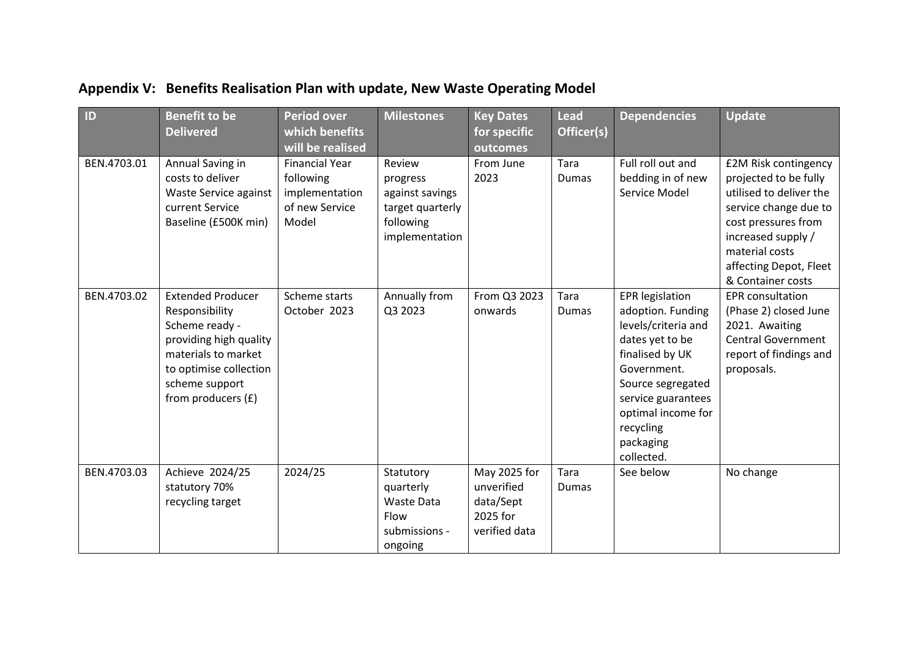## Appendix V: Benefits Realisation Plan with update, New Waste Operating Model

| ID | Benefit to be Delivered | Period over which benefits will be realised | Milestones | Key Dates for specific outcomes | Lead Officer(s) | Dependencies | Update |
|---|---|---|---|---|---|---|---|
| BEN.4703.01 | Annual Saving in costs to deliver Waste Service against current Service Baseline (£500K min) | Financial Year following implementation of new Service Model | Review progress against savings target quarterly following implementation | From June 2023 | Tara Dumas | Full roll out and bedding in of new Service Model | £2M Risk contingency projected to be fully utilised to deliver the service change due to cost pressures from increased supply / material costs affecting Depot, Fleet & Container costs |
| BEN.4703.02 | Extended Producer Responsibility Scheme ready - providing high quality materials to market to optimise collection scheme support from producers (£) | Scheme starts October 2023 | Annually from Q3 2023 | From Q3 2023 onwards | Tara Dumas | EPR legislation adoption. Funding levels/criteria and dates yet to be finalised by UK Government. Source segregated service guarantees optimal income for recycling packaging collected. | EPR consultation (Phase 2) closed June 2021. Awaiting Central Government report of findings and proposals. |
| BEN.4703.03 | Achieve 2024/25 statutory 70% recycling target | 2024/25 | Statutory quarterly Waste Data Flow submissions - ongoing | May 2025 for unverified data/Sept 2025 for verified data | Tara Dumas | See below | No change |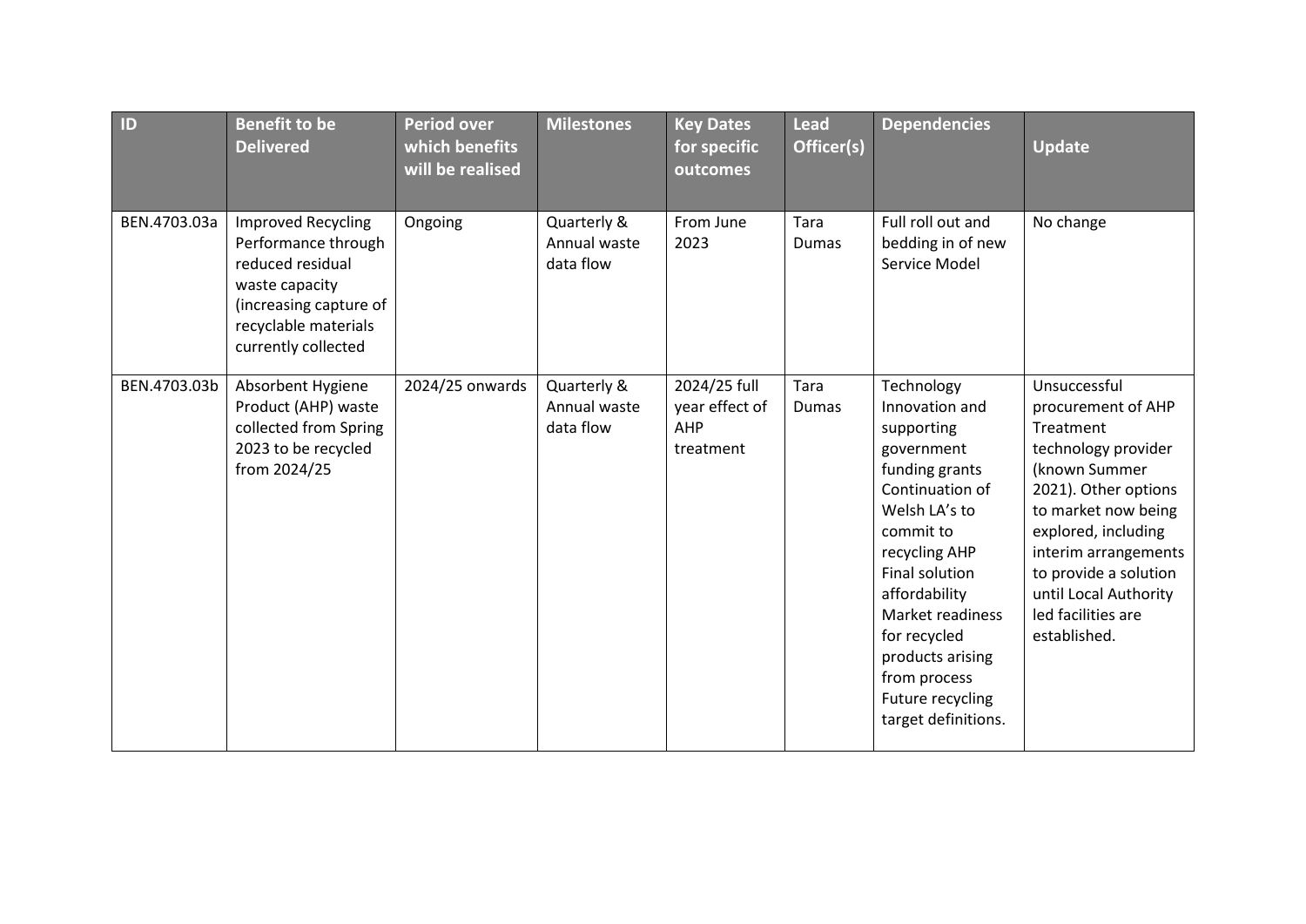| ID | Benefit to be Delivered | Period over which benefits will be realised | Milestones | Key Dates for specific outcomes | Lead Officer(s) | Dependencies | Update |
|---|---|---|---|---|---|---|---|
| BEN.4703.03a | Improved Recycling Performance through reduced residual waste capacity (increasing capture of recyclable materials currently collected | Ongoing | Quarterly & Annual waste data flow | From June 2023 | Tara Dumas | Full roll out and bedding in of new Service Model | No change |
| BEN.4703.03b | Absorbent Hygiene Product (AHP) waste collected from Spring 2023 to be recycled from 2024/25 | 2024/25 onwards | Quarterly & Annual waste data flow | 2024/25 full year effect of AHP treatment | Tara Dumas | Technology Innovation and supporting government funding grants<br>Continuation of Welsh LA's to commit to recycling AHP<br>Final solution affordability<br>Market readiness for recycled products arising from process<br>Future recycling target definitions. | Unsuccessful procurement of AHP Treatment technology provider (known Summer 2021). Other options to market now being explored, including interim arrangements to provide a solution until Local Authority led facilities are established. |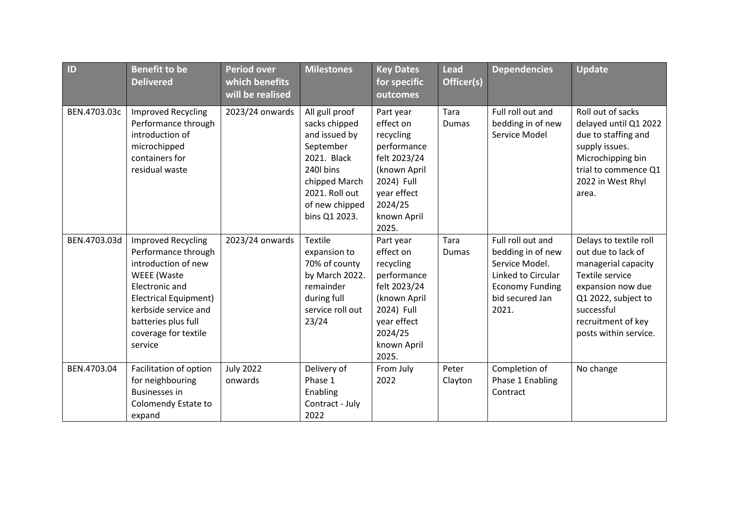| ID | Benefit to be Delivered | Period over which benefits will be realised | Milestones | Key Dates for specific outcomes | Lead Officer(s) | Dependencies | Update |
|---|---|---|---|---|---|---|---|
| BEN.4703.03c | Improved Recycling Performance through introduction of microchipped containers for residual waste | 2023/24 onwards | All gull proof sacks chipped and issued by September 2021. Black 240l bins chipped March 2021. Roll out of new chipped bins Q1 2023. | Part year effect on recycling performance felt 2023/24 (known April 2024) Full year effect 2024/25 known April 2025. | Tara Dumas | Full roll out and bedding in of new Service Model | Roll out of sacks delayed until Q1 2022 due to staffing and supply issues. Microchipping bin trial to commence Q1 2022 in West Rhyl area. |
| BEN.4703.03d | Improved Recycling Performance through introduction of new WEEE (Waste Electronic and Electrical Equipment) kerbside service and batteries plus full coverage for textile service | 2023/24 onwards | Textile expansion to 70% of county by March 2022. remainder during full service roll out 23/24 | Part year effect on recycling performance felt 2023/24 (known April 2024) Full year effect 2024/25 known April 2025. | Tara Dumas | Full roll out and bedding in of new Service Model. Linked to Circular Economy Funding bid secured Jan 2021. | Delays to textile roll out due to lack of managerial capacity Textile service expansion now due Q1 2022, subject to successful recruitment of key posts within service. |
| BEN.4703.04 | Facilitation of option for neighbouring Businesses in Colomendy Estate to expand | July 2022 onwards | Delivery of Phase 1 Enabling Contract - July 2022 | From July 2022 | Peter Clayton | Completion of Phase 1 Enabling Contract | No change |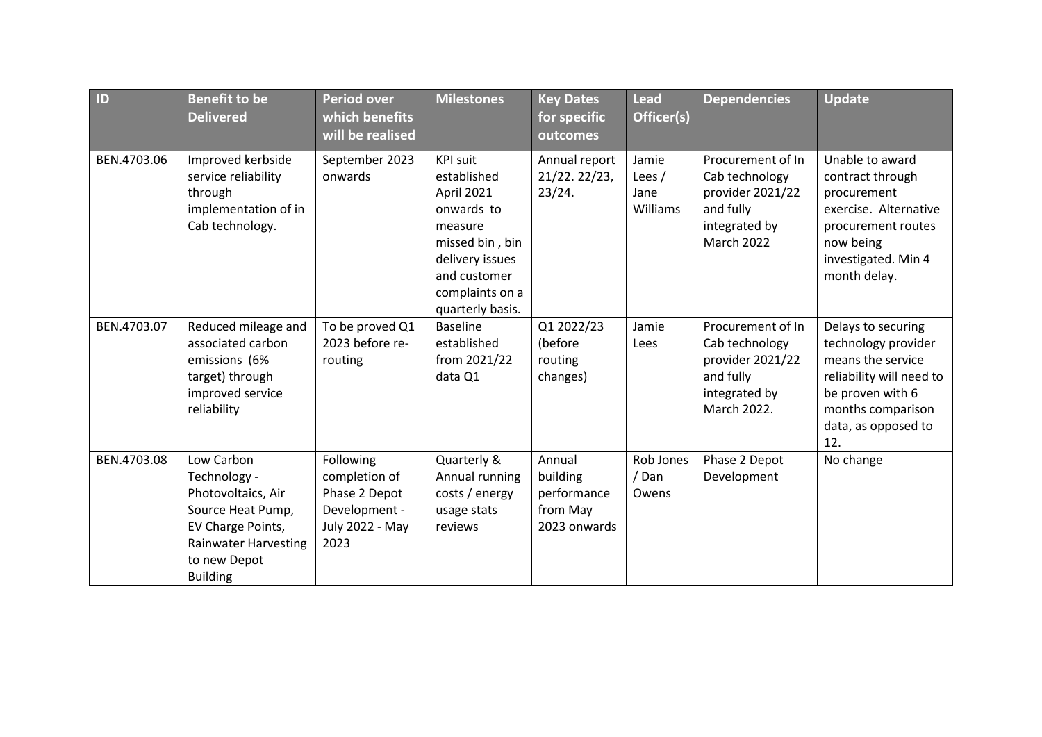| ID | Benefit to be Delivered | Period over which benefits will be realised | Milestones | Key Dates for specific outcomes | Lead Officer(s) | Dependencies | Update |
|---|---|---|---|---|---|---|---|
| BEN.4703.06 | Improved kerbside service reliability through implementation of in Cab technology. | September 2023 onwards | KPI suit established April 2021 onwards to measure missed bin , bin delivery issues and customer complaints on a quarterly basis. | Annual report 21/22. 22/23, 23/24. | Jamie Lees / Jane Williams | Procurement of In Cab technology provider 2021/22 and fully integrated by March 2022 | Unable to award contract through procurement exercise. Alternative procurement routes now being investigated. Min 4 month delay. |
| BEN.4703.07 | Reduced mileage and associated carbon emissions (6% target) through improved service reliability | To be proved Q1 2023 before re-routing | Baseline established from 2021/22 data Q1 | Q1 2022/23 (before routing changes) | Jamie Lees | Procurement of In Cab technology provider 2021/22 and fully integrated by March 2022. | Delays to securing technology provider means the service reliability will need to be proven with 6 months comparison data, as opposed to 12. |
| BEN.4703.08 | Low Carbon Technology - Photovoltaics, Air Source Heat Pump, EV Charge Points, Rainwater Harvesting to new Depot Building | Following completion of Phase 2 Depot Development - July 2022 - May 2023 | Quarterly & Annual running costs / energy usage stats reviews | Annual building performance from May 2023 onwards | Rob Jones / Dan Owens | Phase 2 Depot Development | No change |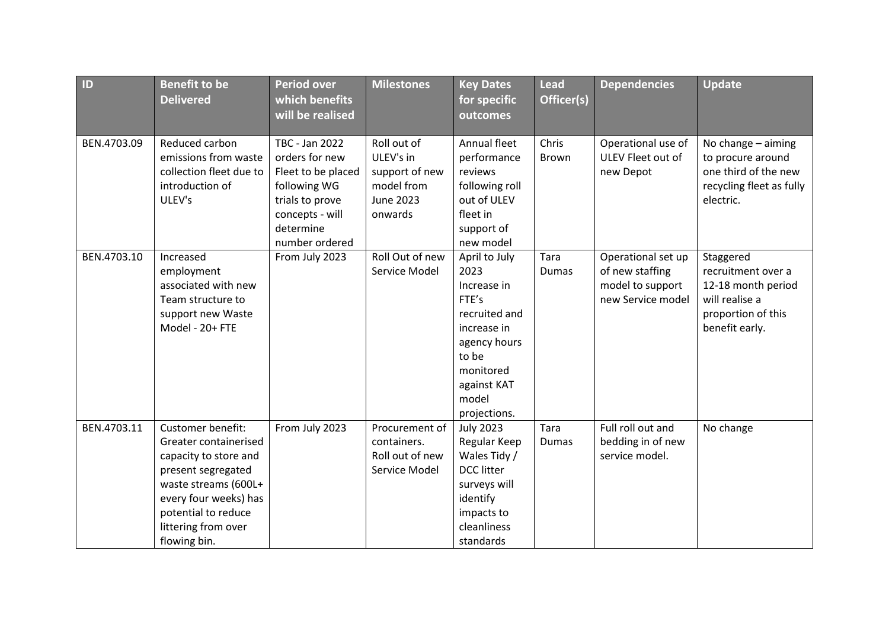| ID | Benefit to be Delivered | Period over which benefits will be realised | Milestones | Key Dates for specific outcomes | Lead Officer(s) | Dependencies | Update |
|---|---|---|---|---|---|---|---|
| BEN.4703.09 | Reduced carbon emissions from waste collection fleet due to introduction of ULEV's | TBC - Jan 2022 orders for new Fleet to be placed following WG trials to prove concepts - will determine number ordered | Roll out of ULEV's in support of new model from June 2023 onwards | Annual fleet performance reviews following roll out of ULEV fleet in support of new model | Chris Brown | Operational use of ULEV Fleet out of new Depot | No change – aiming to procure around one third of the new recycling fleet as fully electric. |
| BEN.4703.10 | Increased employment associated with new Team structure to support new Waste Model - 20+ FTE | From July 2023 | Roll Out of new Service Model | April to July 2023 Increase in FTE's recruited and increase in agency hours to be monitored against KAT model projections. | Tara Dumas | Operational set up of new staffing model to support new Service model | Staggered recruitment over a 12-18 month period will realise a proportion of this benefit early. |
| BEN.4703.11 | Customer benefit: Greater containerised capacity to store and present segregated waste streams (600L+ every four weeks) has potential to reduce littering from over flowing bin. | From July 2023 | Procurement of containers. Roll out of new Service Model | July 2023 Regular Keep Wales Tidy / DCC litter surveys will identify impacts to cleanliness standards | Tara Dumas | Full roll out and bedding in of new service model. | No change |